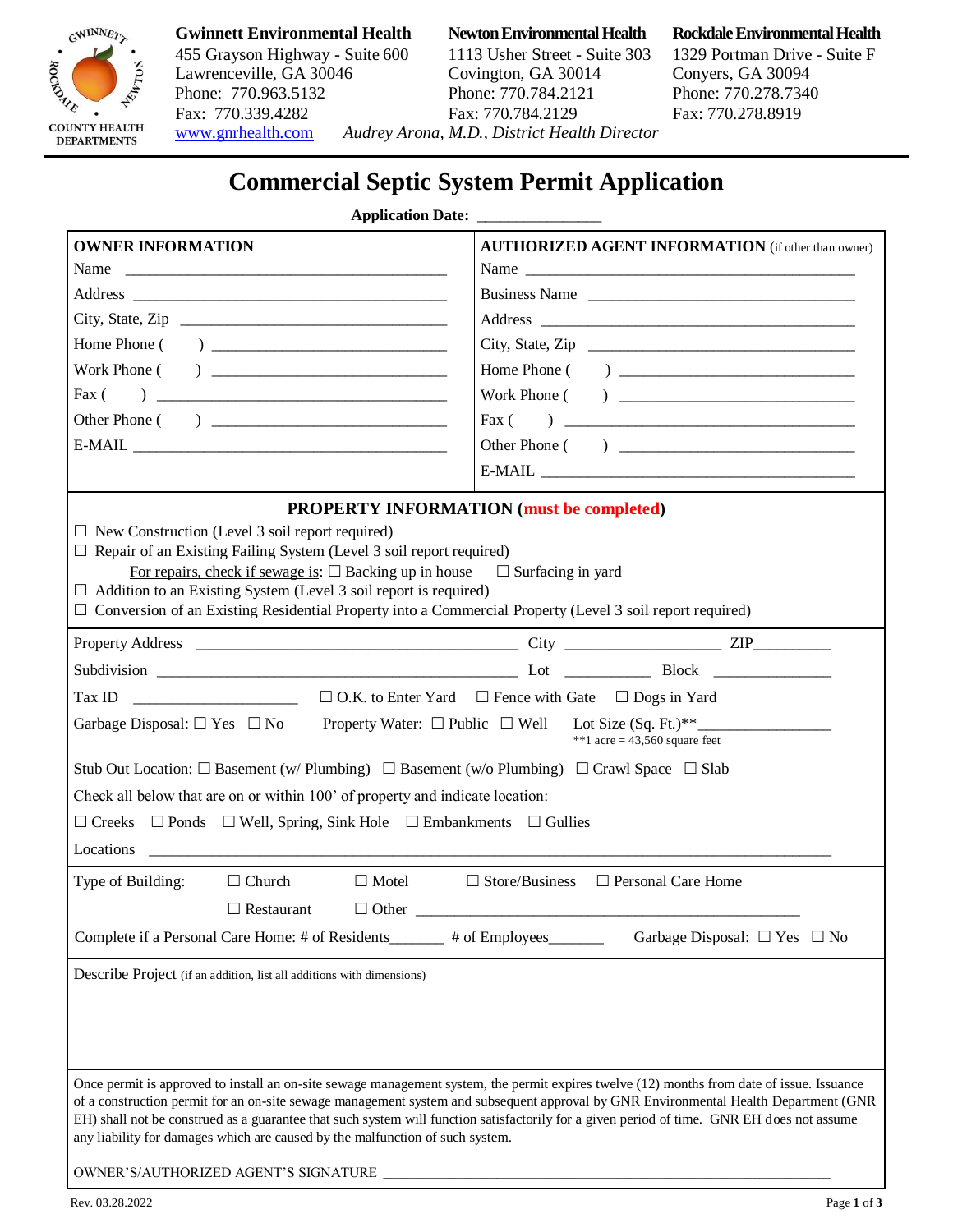GWINNETT • NEWTON • ROCKDALE • COUNTY HEALTH DEPARTMENTS

**Gwinnett Environmental Health**
455 Grayson Highway - Suite 600
Lawrenceville, GA 30046
Phone: 770.963.5132
Fax: 770.339.4282
www.gnrhealth.com

**Newton Environmental Health**
1113 Usher Street - Suite 303
Covington, GA 30014
Phone: 770.784.2121
Fax: 770.784.2129

**Rockdale Environmental Health**
1329 Portman Drive - Suite F
Conyers, GA 30094
Phone: 770.278.7340
Fax: 770.278.8919

*Audrey Arona, M.D., District Health Director*

# Commercial Septic System Permit Application

**Application Date:** _______________

| **OWNER INFORMATION** | **AUTHORIZED AGENT INFORMATION** (if other than owner) |
|---|---|
| Name ________________________ | Name ________________________ |
| Address ________________________ | Business Name ________________________ |
| City, State, Zip ________________________ | Address ________________________ |
| Home Phone ( ) ________________________ | City, State, Zip ________________________ |
| Work Phone ( ) ________________________ | Home Phone ( ) ________________________ |
| Fax ( ) ________________________ | Work Phone ( ) ________________________ |
| Other Phone ( ) ________________________ | Fax ( ) ________________________ |
| E-MAIL ________________________ | Other Phone ( ) ________________________ |
| | E-MAIL ________________________ |

## PROPERTY INFORMATION (must be completed)

☐ New Construction (Level 3 soil report required)
☐ Repair of an Existing Failing System (Level 3 soil report required)
For repairs, check if sewage is: ☐ Backing up in house ☐ Surfacing in yard
☐ Addition to an Existing System (Level 3 soil report is required)
☐ Conversion of an Existing Residential Property into a Commercial Property (Level 3 soil report required)

Property Address ________________________ City ____________ ZIP__________

Subdivision ________________________ Lot __________ Block ______________

Tax ID ____________________ ☐ O.K. to Enter Yard ☐ Fence with Gate ☐ Dogs in Yard

Garbage Disposal: ☐ Yes ☐ No Property Water: ☐ Public ☐ Well Lot Size (Sq. Ft.)**________________
**1 acre = 43,560 square feet

Stub Out Location: ☐ Basement (w/ Plumbing) ☐ Basement (w/o Plumbing) ☐ Crawl Space ☐ Slab

Check all below that are on or within 100' of property and indicate location:

☐ Creeks ☐ Ponds ☐ Well, Spring, Sink Hole ☐ Embankments ☐ Gullies

Locations ________________________________________________

Type of Building: ☐ Church ☐ Motel ☐ Store/Business ☐ Personal Care Home
☐ Restaurant ☐ Other ________________________________

Complete if a Personal Care Home: # of Residents_______ # of Employees_______ Garbage Disposal: ☐ Yes ☐ No

Describe Project (if an addition, list all additions with dimensions)

Once permit is approved to install an on-site sewage management system, the permit expires twelve (12) months from date of issue. Issuance of a construction permit for an on-site sewage management system and subsequent approval by GNR Environmental Health Department (GNR EH) shall not be construed as a guarantee that such system will function satisfactorily for a given period of time. GNR EH does not assume any liability for damages which are caused by the malfunction of such system.

OWNER'S/AUTHORIZED AGENT'S SIGNATURE ________________________________________________

Rev. 03.28.2022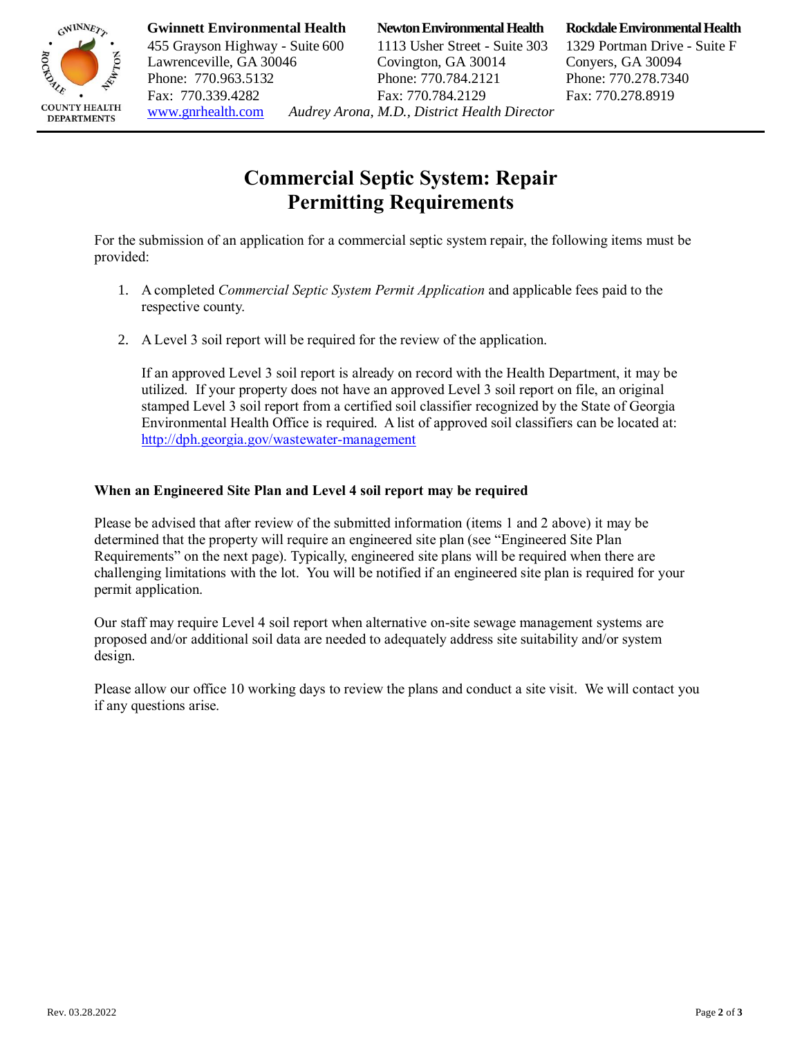**Gwinnett Environmental Health**
455 Grayson Highway - Suite 600
Lawrenceville, GA 30046
Phone: 770.963.5132
Fax: 770.339.4282
www.gnrhealth.com

**Newton Environmental Health**
1113 Usher Street - Suite 303
Covington, GA 30014
Phone: 770.784.2121
Fax: 770.784.2129

**Rockdale Environmental Health**
1329 Portman Drive - Suite F
Conyers, GA 30094
Phone: 770.278.7340
Fax: 770.278.8919

*Audrey Arona, M.D., District Health Director*

# Commercial Septic System: Repair Permitting Requirements

For the submission of an application for a commercial septic system repair, the following items must be provided:

1. A completed *Commercial Septic System Permit Application* and applicable fees paid to the respective county.

2. A Level 3 soil report will be required for the review of the application.

   If an approved Level 3 soil report is already on record with the Health Department, it may be utilized. If your property does not have an approved Level 3 soil report on file, an original stamped Level 3 soil report from a certified soil classifier recognized by the State of Georgia Environmental Health Office is required. A list of approved soil classifiers can be located at: http://dph.georgia.gov/wastewater-management

**When an Engineered Site Plan and Level 4 soil report may be required**

Please be advised that after review of the submitted information (items 1 and 2 above) it may be determined that the property will require an engineered site plan (see "Engineered Site Plan Requirements" on the next page). Typically, engineered site plans will be required when there are challenging limitations with the lot. You will be notified if an engineered site plan is required for your permit application.

Our staff may require Level 4 soil report when alternative on-site sewage management systems are proposed and/or additional soil data are needed to adequately address site suitability and/or system design.

Please allow our office 10 working days to review the plans and conduct a site visit. We will contact you if any questions arise.

Rev. 03.28.2022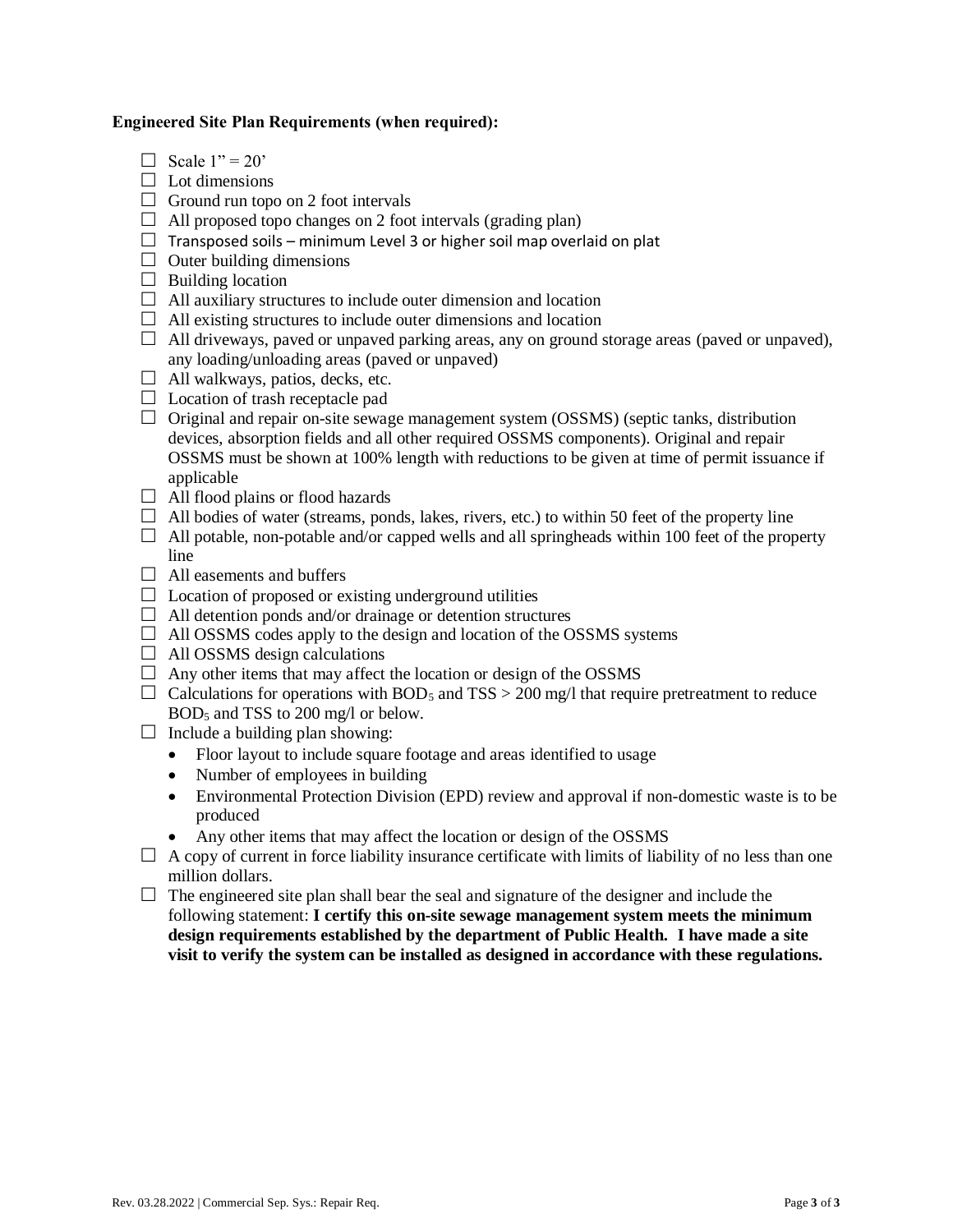**Engineered Site Plan Requirements (when required):**

- ☐ Scale 1" = 20'
- ☐ Lot dimensions
- ☐ Ground run topo on 2 foot intervals
- ☐ All proposed topo changes on 2 foot intervals (grading plan)
- ☐ Transposed soils – minimum Level 3 or higher soil map overlaid on plat
- ☐ Outer building dimensions
- ☐ Building location
- ☐ All auxiliary structures to include outer dimension and location
- ☐ All existing structures to include outer dimensions and location
- ☐ All driveways, paved or unpaved parking areas, any on ground storage areas (paved or unpaved), any loading/unloading areas (paved or unpaved)
- ☐ All walkways, patios, decks, etc.
- ☐ Location of trash receptacle pad
- ☐ Original and repair on-site sewage management system (OSSMS) (septic tanks, distribution devices, absorption fields and all other required OSSMS components). Original and repair OSSMS must be shown at 100% length with reductions to be given at time of permit issuance if applicable
- ☐ All flood plains or flood hazards
- ☐ All bodies of water (streams, ponds, lakes, rivers, etc.) to within 50 feet of the property line
- ☐ All potable, non-potable and/or capped wells and all springheads within 100 feet of the property line
- ☐ All easements and buffers
- ☐ Location of proposed or existing underground utilities
- ☐ All detention ponds and/or drainage or detention structures
- ☐ All OSSMS codes apply to the design and location of the OSSMS systems
- ☐ All OSSMS design calculations
- ☐ Any other items that may affect the location or design of the OSSMS
- ☐ Calculations for operations with $BOD_5$ and TSS > 200 mg/l that require pretreatment to reduce $BOD_5$ and TSS to 200 mg/l or below.
- ☐ Include a building plan showing:
  - Floor layout to include square footage and areas identified to usage
  - Number of employees in building
  - Environmental Protection Division (EPD) review and approval if non-domestic waste is to be produced
  - Any other items that may affect the location or design of the OSSMS
- ☐ A copy of current in force liability insurance certificate with limits of liability of no less than one million dollars.
- ☐ The engineered site plan shall bear the seal and signature of the designer and include the following statement: **I certify this on-site sewage management system meets the minimum design requirements established by the department of Public Health. I have made a site visit to verify the system can be installed as designed in accordance with these regulations.**